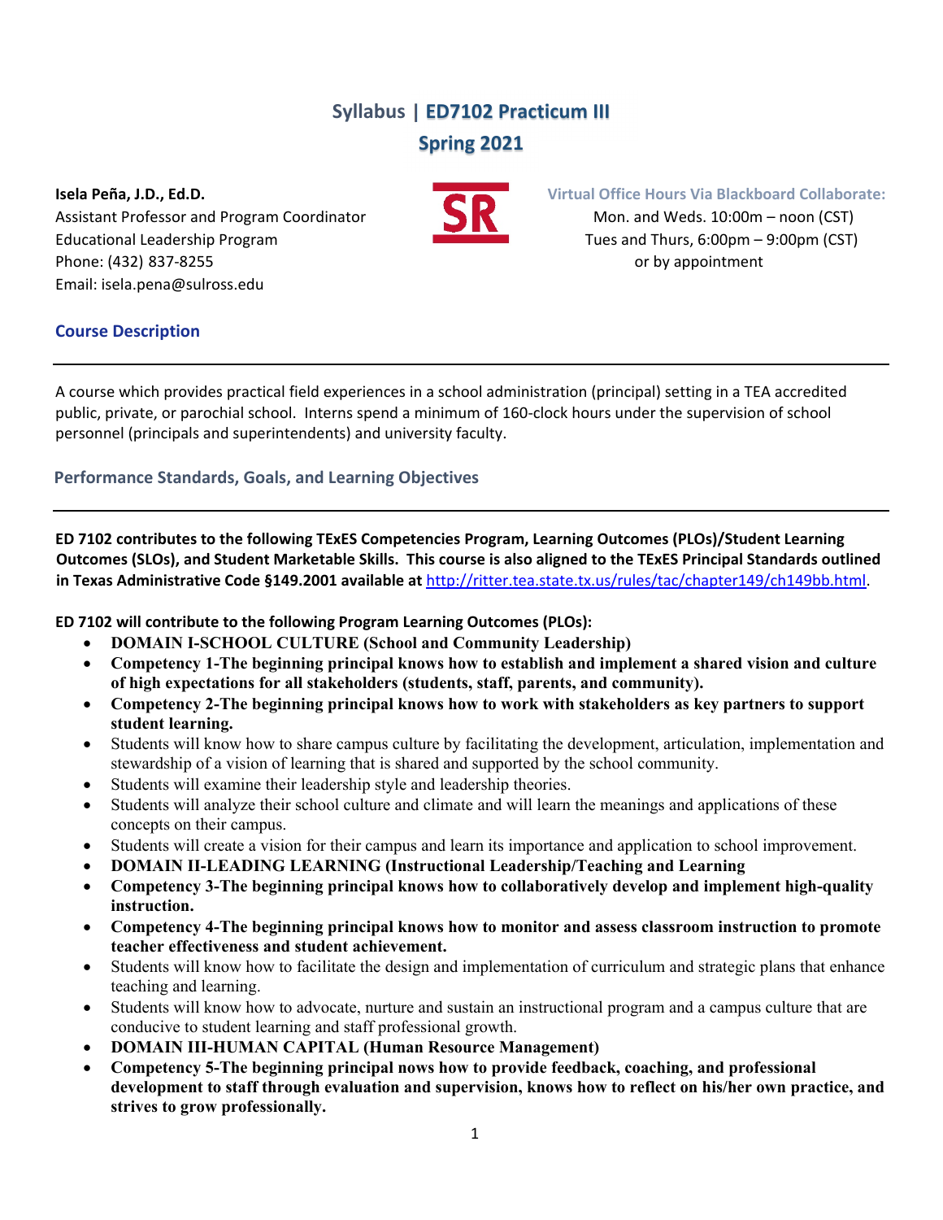# Syllabus | ED7102 Practicum III
## Spring 2021

**Isela Peña, J.D., Ed.D.**
Assistant Professor and Program Coordinator
Educational Leadership Program
Phone: (432) 837-8255
Email: isela.pena@sulross.edu

**Virtual Office Hours Via Blackboard Collaborate:**
Mon. and Weds. 10:00m – noon (CST)
Tues and Thurs, 6:00pm – 9:00pm (CST)
or by appointment

## Course Description

A course which provides practical field experiences in a school administration (principal) setting in a TEA accredited public, private, or parochial school. Interns spend a minimum of 160-clock hours under the supervision of school personnel (principals and superintendents) and university faculty.

## Performance Standards, Goals, and Learning Objectives

**ED 7102 contributes to the following TExES Competencies Program, Learning Outcomes (PLOs)/Student Learning Outcomes (SLOs), and Student Marketable Skills. This course is also aligned to the TExES Principal Standards outlined in Texas Administrative Code §149.2001 available at [http://ritter.tea.state.tx.us/rules/tac/chapter149/ch149bb.html](http://ritter.tea.state.tx.us/rules/tac/chapter149/ch149bb.html).**

**ED 7102 will contribute to the following Program Learning Outcomes (PLOs):**

- **DOMAIN I-SCHOOL CULTURE (School and Community Leadership)**
- **Competency 1-The beginning principal knows how to establish and implement a shared vision and culture of high expectations for all stakeholders (students, staff, parents, and community).**
- **Competency 2-The beginning principal knows how to work with stakeholders as key partners to support student learning.**
- Students will know how to share campus culture by facilitating the development, articulation, implementation and stewardship of a vision of learning that is shared and supported by the school community.
- Students will examine their leadership style and leadership theories.
- Students will analyze their school culture and climate and will learn the meanings and applications of these concepts on their campus.
- Students will create a vision for their campus and learn its importance and application to school improvement.
- **DOMAIN II-LEADING LEARNING (Instructional Leadership/Teaching and Learning**
- **Competency 3-The beginning principal knows how to collaboratively develop and implement high-quality instruction.**
- **Competency 4-The beginning principal knows how to monitor and assess classroom instruction to promote teacher effectiveness and student achievement.**
- Students will know how to facilitate the design and implementation of curriculum and strategic plans that enhance teaching and learning.
- Students will know how to advocate, nurture and sustain an instructional program and a campus culture that are conducive to student learning and staff professional growth.
- **DOMAIN III-HUMAN CAPITAL (Human Resource Management)**
- **Competency 5-The beginning principal nows how to provide feedback, coaching, and professional development to staff through evaluation and supervision, knows how to reflect on his/her own practice, and strives to grow professionally.**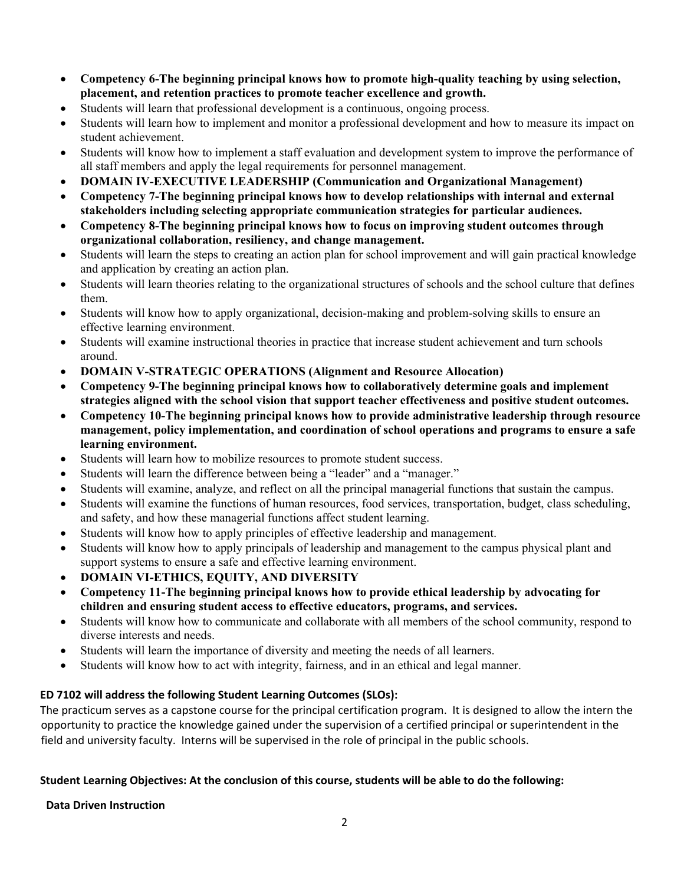- **Competency 6-The beginning principal knows how to promote high-quality teaching by using selection, placement, and retention practices to promote teacher excellence and growth.**
- Students will learn that professional development is a continuous, ongoing process.
- Students will learn how to implement and monitor a professional development and how to measure its impact on student achievement.
- Students will know how to implement a staff evaluation and development system to improve the performance of all staff members and apply the legal requirements for personnel management.
- **DOMAIN IV-EXECUTIVE LEADERSHIP (Communication and Organizational Management)**
- **Competency 7-The beginning principal knows how to develop relationships with internal and external stakeholders including selecting appropriate communication strategies for particular audiences.**
- **Competency 8-The beginning principal knows how to focus on improving student outcomes through organizational collaboration, resiliency, and change management.**
- Students will learn the steps to creating an action plan for school improvement and will gain practical knowledge and application by creating an action plan.
- Students will learn theories relating to the organizational structures of schools and the school culture that defines them.
- Students will know how to apply organizational, decision-making and problem-solving skills to ensure an effective learning environment.
- Students will examine instructional theories in practice that increase student achievement and turn schools around.
- **DOMAIN V-STRATEGIC OPERATIONS (Alignment and Resource Allocation)**
- **Competency 9-The beginning principal knows how to collaboratively determine goals and implement strategies aligned with the school vision that support teacher effectiveness and positive student outcomes.**
- **Competency 10-The beginning principal knows how to provide administrative leadership through resource management, policy implementation, and coordination of school operations and programs to ensure a safe learning environment.**
- Students will learn how to mobilize resources to promote student success.
- Students will learn the difference between being a "leader" and a "manager."
- Students will examine, analyze, and reflect on all the principal managerial functions that sustain the campus.
- Students will examine the functions of human resources, food services, transportation, budget, class scheduling, and safety, and how these managerial functions affect student learning.
- Students will know how to apply principles of effective leadership and management.
- Students will know how to apply principals of leadership and management to the campus physical plant and support systems to ensure a safe and effective learning environment.
- **DOMAIN VI-ETHICS, EQUITY, AND DIVERSITY**
- **Competency 11-The beginning principal knows how to provide ethical leadership by advocating for children and ensuring student access to effective educators, programs, and services.**
- Students will know how to communicate and collaborate with all members of the school community, respond to diverse interests and needs.
- Students will learn the importance of diversity and meeting the needs of all learners.
- Students will know how to act with integrity, fairness, and in an ethical and legal manner.

**ED 7102 will address the following Student Learning Outcomes (SLOs):**

The practicum serves as a capstone course for the principal certification program. It is designed to allow the intern the opportunity to practice the knowledge gained under the supervision of a certified principal or superintendent in the field and university faculty. Interns will be supervised in the role of principal in the public schools.

**Student Learning Objectives: At the conclusion of this course, students will be able to do the following:**

**Data Driven Instruction**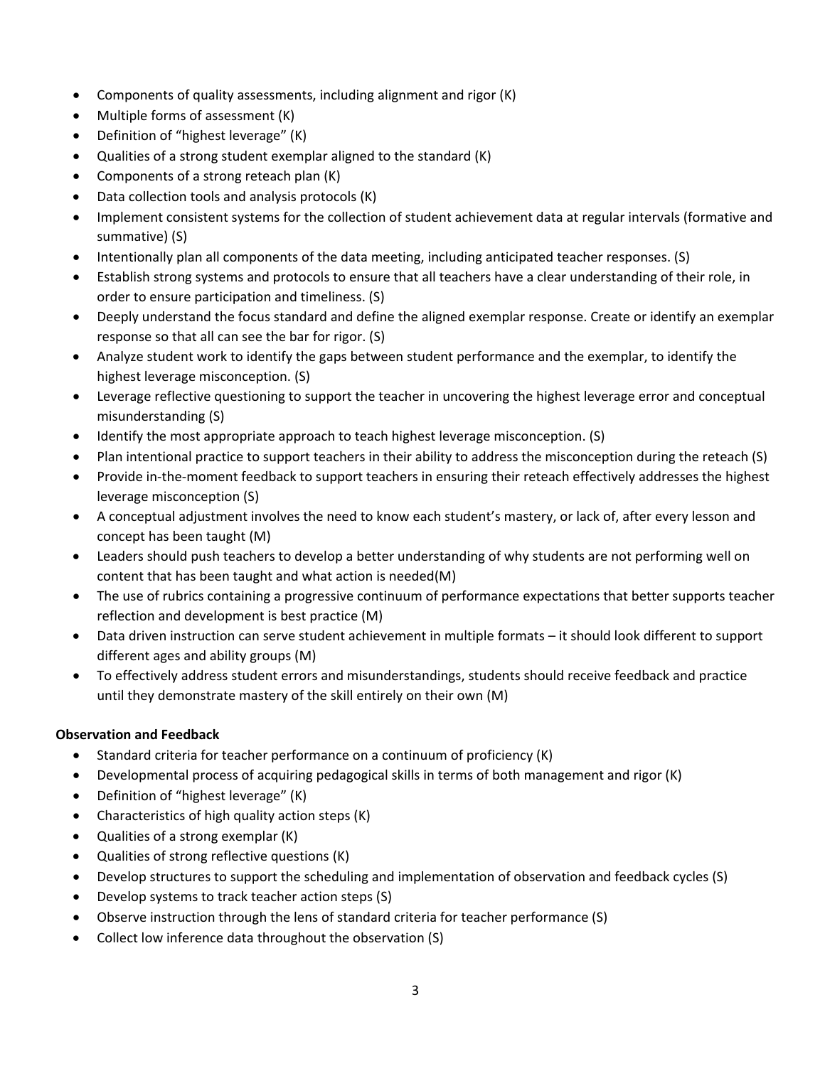- Components of quality assessments, including alignment and rigor (K)
- Multiple forms of assessment (K)
- Definition of "highest leverage" (K)
- Qualities of a strong student exemplar aligned to the standard (K)
- Components of a strong reteach plan (K)
- Data collection tools and analysis protocols (K)
- Implement consistent systems for the collection of student achievement data at regular intervals (formative and summative) (S)
- Intentionally plan all components of the data meeting, including anticipated teacher responses. (S)
- Establish strong systems and protocols to ensure that all teachers have a clear understanding of their role, in order to ensure participation and timeliness. (S)
- Deeply understand the focus standard and define the aligned exemplar response. Create or identify an exemplar response so that all can see the bar for rigor. (S)
- Analyze student work to identify the gaps between student performance and the exemplar, to identify the highest leverage misconception. (S)
- Leverage reflective questioning to support the teacher in uncovering the highest leverage error and conceptual misunderstanding (S)
- Identify the most appropriate approach to teach highest leverage misconception. (S)
- Plan intentional practice to support teachers in their ability to address the misconception during the reteach (S)
- Provide in-the-moment feedback to support teachers in ensuring their reteach effectively addresses the highest leverage misconception (S)
- A conceptual adjustment involves the need to know each student's mastery, or lack of, after every lesson and concept has been taught (M)
- Leaders should push teachers to develop a better understanding of why students are not performing well on content that has been taught and what action is needed(M)
- The use of rubrics containing a progressive continuum of performance expectations that better supports teacher reflection and development is best practice (M)
- Data driven instruction can serve student achievement in multiple formats – it should look different to support different ages and ability groups (M)
- To effectively address student errors and misunderstandings, students should receive feedback and practice until they demonstrate mastery of the skill entirely on their own (M)

**Observation and Feedback**

- Standard criteria for teacher performance on a continuum of proficiency (K)
- Developmental process of acquiring pedagogical skills in terms of both management and rigor (K)
- Definition of "highest leverage" (K)
- Characteristics of high quality action steps (K)
- Qualities of a strong exemplar (K)
- Qualities of strong reflective questions (K)
- Develop structures to support the scheduling and implementation of observation and feedback cycles (S)
- Develop systems to track teacher action steps (S)
- Observe instruction through the lens of standard criteria for teacher performance (S)
- Collect low inference data throughout the observation (S)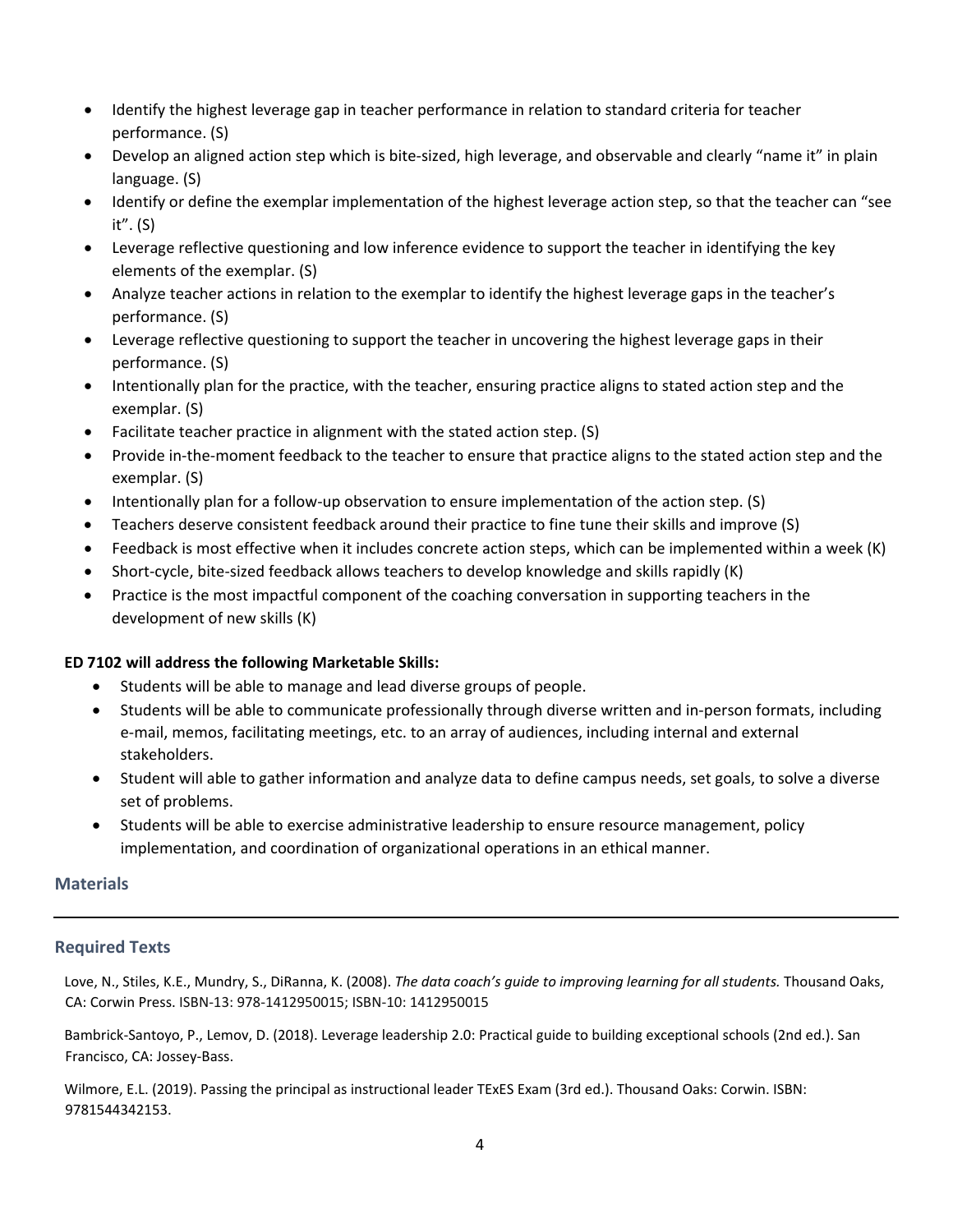- Identify the highest leverage gap in teacher performance in relation to standard criteria for teacher performance. (S)
- Develop an aligned action step which is bite-sized, high leverage, and observable and clearly "name it" in plain language. (S)
- Identify or define the exemplar implementation of the highest leverage action step, so that the teacher can "see it". (S)
- Leverage reflective questioning and low inference evidence to support the teacher in identifying the key elements of the exemplar. (S)
- Analyze teacher actions in relation to the exemplar to identify the highest leverage gaps in the teacher's performance. (S)
- Leverage reflective questioning to support the teacher in uncovering the highest leverage gaps in their performance. (S)
- Intentionally plan for the practice, with the teacher, ensuring practice aligns to stated action step and the exemplar. (S)
- Facilitate teacher practice in alignment with the stated action step. (S)
- Provide in-the-moment feedback to the teacher to ensure that practice aligns to the stated action step and the exemplar. (S)
- Intentionally plan for a follow-up observation to ensure implementation of the action step. (S)
- Teachers deserve consistent feedback around their practice to fine tune their skills and improve (S)
- Feedback is most effective when it includes concrete action steps, which can be implemented within a week (K)
- Short-cycle, bite-sized feedback allows teachers to develop knowledge and skills rapidly (K)
- Practice is the most impactful component of the coaching conversation in supporting teachers in the development of new skills (K)

**ED 7102 will address the following Marketable Skills:**

- Students will be able to manage and lead diverse groups of people.
- Students will be able to communicate professionally through diverse written and in-person formats, including e-mail, memos, facilitating meetings, etc. to an array of audiences, including internal and external stakeholders.
- Student will able to gather information and analyze data to define campus needs, set goals, to solve a diverse set of problems.
- Students will be able to exercise administrative leadership to ensure resource management, policy implementation, and coordination of organizational operations in an ethical manner.

## Materials

### Required Texts

Love, N., Stiles, K.E., Mundry, S., DiRanna, K. (2008). *The data coach's guide to improving learning for all students.* Thousand Oaks, CA: Corwin Press. ISBN-13: 978-1412950015; ISBN-10: 1412950015

Bambrick-Santoyo, P., Lemov, D. (2018). Leverage leadership 2.0: Practical guide to building exceptional schools (2nd ed.). San Francisco, CA: Jossey-Bass.

Wilmore, E.L. (2019). Passing the principal as instructional leader TExES Exam (3rd ed.). Thousand Oaks: Corwin. ISBN: 9781544342153.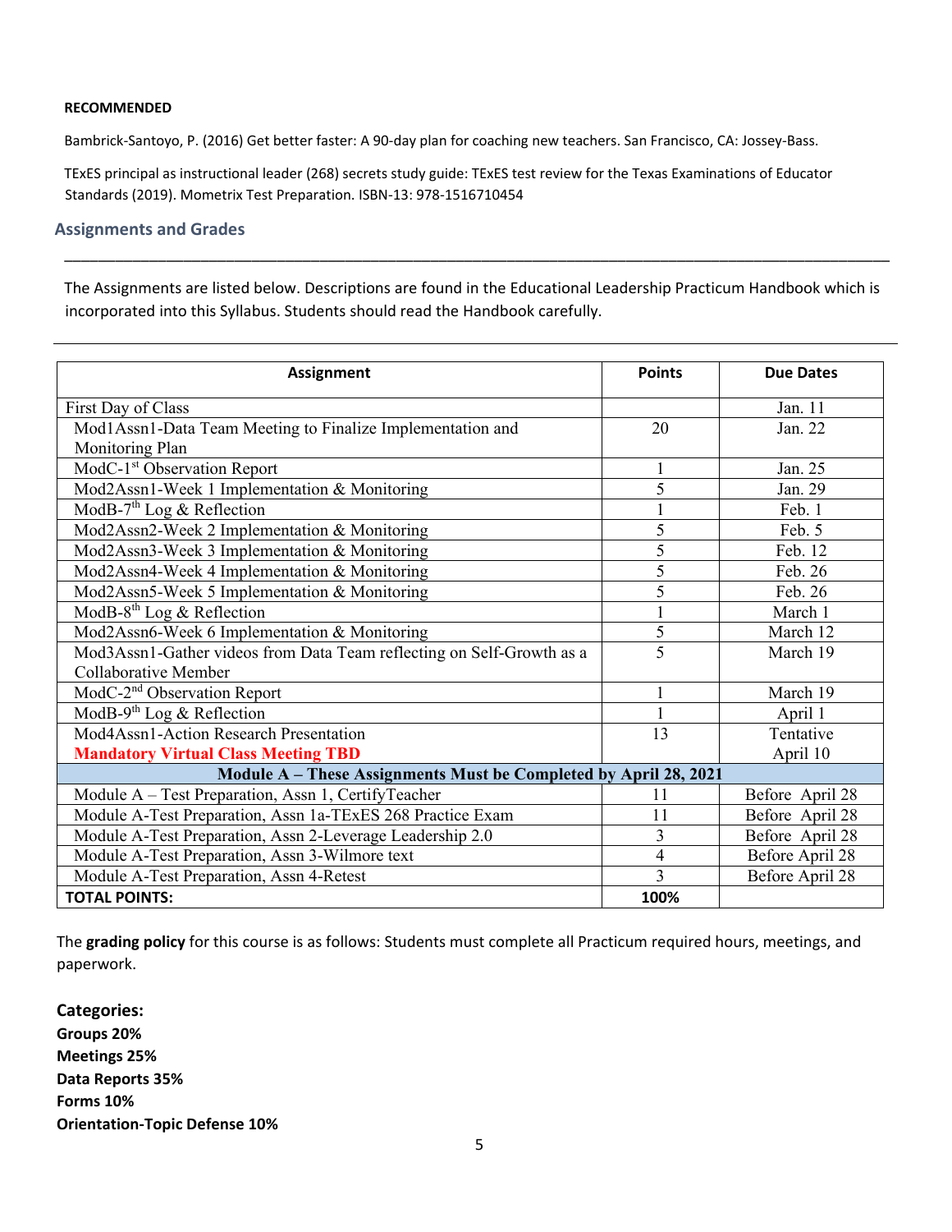**RECOMMENDED**

Bambrick-Santoyo, P. (2016) Get better faster: A 90-day plan for coaching new teachers. San Francisco, CA: Jossey-Bass.

TExES principal as instructional leader (268) secrets study guide: TExES test review for the Texas Examinations of Educator Standards (2019). Mometrix Test Preparation. ISBN-13: 978-1516710454

## Assignments and Grades

The Assignments are listed below. Descriptions are found in the Educational Leadership Practicum Handbook which is incorporated into this Syllabus. Students should read the Handbook carefully.

| Assignment | Points | Due Dates |
|---|---|---|
| First Day of Class | | Jan. 11 |
| Mod1Assn1-Data Team Meeting to Finalize Implementation and Monitoring Plan | 20 | Jan. 22 |
| ModC-1st Observation Report | 1 | Jan. 25 |
| Mod2Assn1-Week 1 Implementation & Monitoring | 5 | Jan. 29 |
| ModB-7th Log & Reflection | 1 | Feb. 1 |
| Mod2Assn2-Week 2 Implementation & Monitoring | 5 | Feb. 5 |
| Mod2Assn3-Week 3 Implementation & Monitoring | 5 | Feb. 12 |
| Mod2Assn4-Week 4 Implementation & Monitoring | 5 | Feb. 26 |
| Mod2Assn5-Week 5 Implementation & Monitoring | 5 | Feb. 26 |
| ModB-8th Log & Reflection | 1 | March 1 |
| Mod2Assn6-Week 6 Implementation & Monitoring | 5 | March 12 |
| Mod3Assn1-Gather videos from Data Team reflecting on Self-Growth as a Collaborative Member | 5 | March 19 |
| ModC-2nd Observation Report | 1 | March 19 |
| ModB-9th Log & Reflection | 1 | April 1 |
| Mod4Assn1-Action Research Presentation **Mandatory Virtual Class Meeting TBD** | 13 | Tentative April 10 |
| **Module A – These Assignments Must be Completed by April 28, 2021** | | |
| Module A – Test Preparation, Assn 1, CertifyTeacher | 11 | Before April 28 |
| Module A-Test Preparation, Assn 1a-TExES 268 Practice Exam | 11 | Before April 28 |
| Module A-Test Preparation, Assn 2-Leverage Leadership 2.0 | 3 | Before April 28 |
| Module A-Test Preparation, Assn 3-Wilmore text | 4 | Before April 28 |
| Module A-Test Preparation, Assn 4-Retest | 3 | Before April 28 |
| **TOTAL POINTS:** | **100%** | |

The **grading policy** for this course is as follows: Students must complete all Practicum required hours, meetings, and paperwork.

**Categories:**
**Groups 20%**
**Meetings 25%**
**Data Reports 35%**
**Forms 10%**
**Orientation-Topic Defense 10%**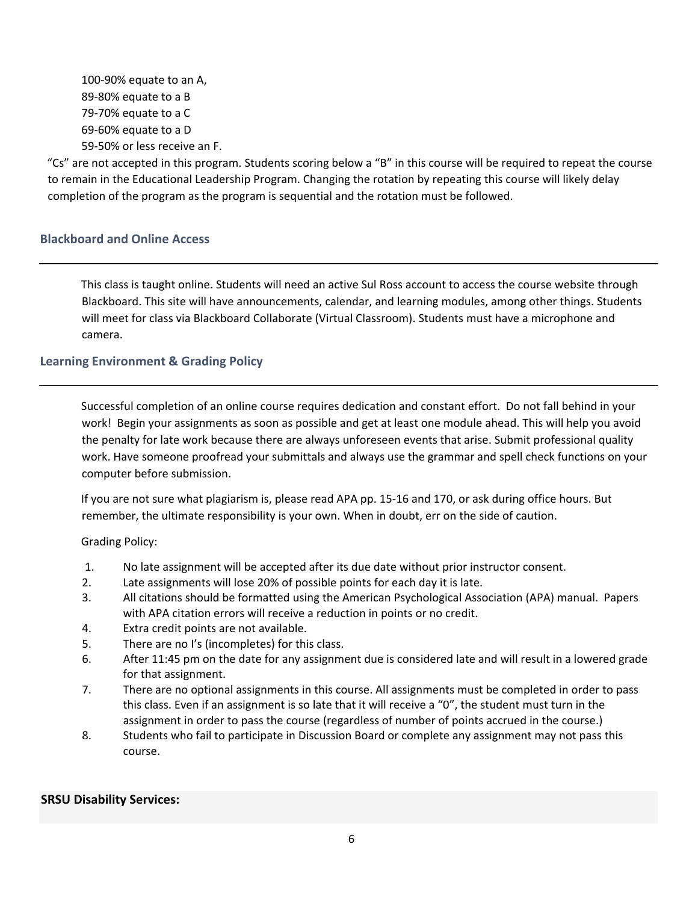100-90% equate to an A,
89-80% equate to a B
79-70% equate to a C
69-60% equate to a D
59-50% or less receive an F.

"Cs" are not accepted in this program. Students scoring below a "B" in this course will be required to repeat the course to remain in the Educational Leadership Program. Changing the rotation by repeating this course will likely delay completion of the program as the program is sequential and the rotation must be followed.

## Blackboard and Online Access

This class is taught online. Students will need an active Sul Ross account to access the course website through Blackboard. This site will have announcements, calendar, and learning modules, among other things. Students will meet for class via Blackboard Collaborate (Virtual Classroom). Students must have a microphone and camera.

## Learning Environment & Grading Policy

Successful completion of an online course requires dedication and constant effort. Do not fall behind in your work! Begin your assignments as soon as possible and get at least one module ahead. This will help you avoid the penalty for late work because there are always unforeseen events that arise. Submit professional quality work. Have someone proofread your submittals and always use the grammar and spell check functions on your computer before submission.

If you are not sure what plagiarism is, please read APA pp. 15-16 and 170, or ask during office hours. But remember, the ultimate responsibility is your own. When in doubt, err on the side of caution.

Grading Policy:

1. No late assignment will be accepted after its due date without prior instructor consent.
2. Late assignments will lose 20% of possible points for each day it is late.
3. All citations should be formatted using the American Psychological Association (APA) manual. Papers with APA citation errors will receive a reduction in points or no credit.
4. Extra credit points are not available.
5. There are no I's (incompletes) for this class.
6. After 11:45 pm on the date for any assignment due is considered late and will result in a lowered grade for that assignment.
7. There are no optional assignments in this course. All assignments must be completed in order to pass this class. Even if an assignment is so late that it will receive a "0", the student must turn in the assignment in order to pass the course (regardless of number of points accrued in the course.)
8. Students who fail to participate in Discussion Board or complete any assignment may not pass this course.

## SRSU Disability Services: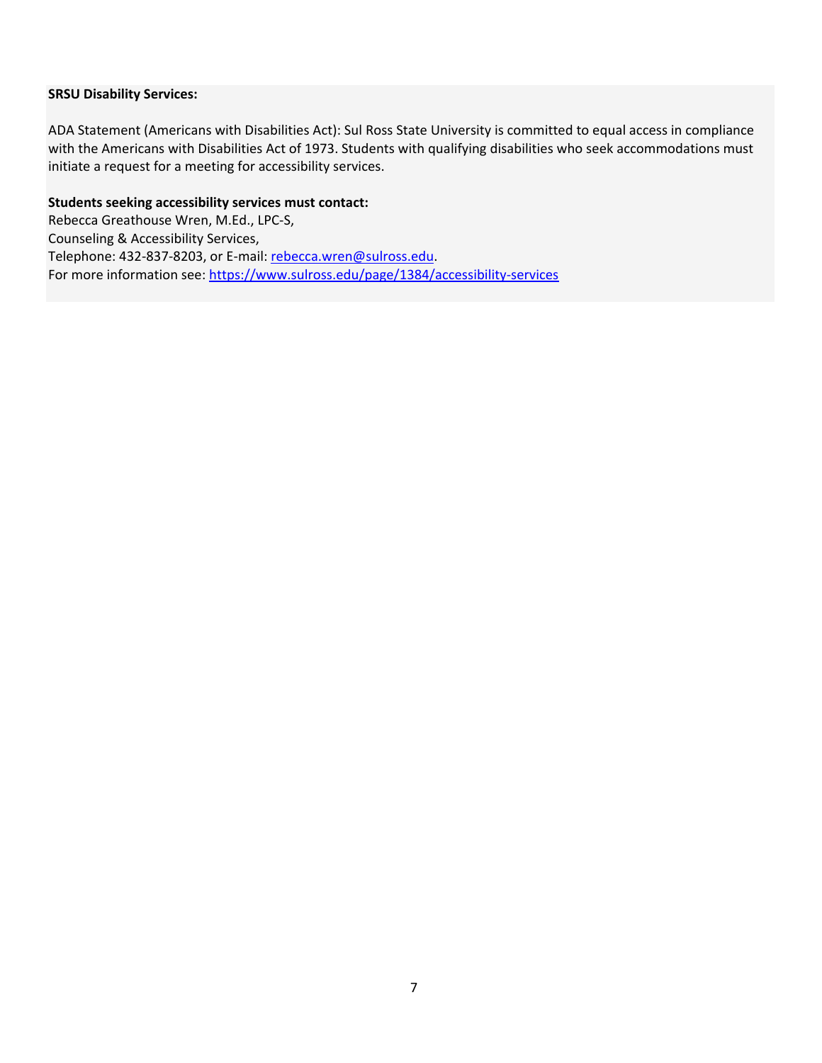**SRSU Disability Services:**

ADA Statement (Americans with Disabilities Act): Sul Ross State University is committed to equal access in compliance with the Americans with Disabilities Act of 1973. Students with qualifying disabilities who seek accommodations must initiate a request for a meeting for accessibility services.

**Students seeking accessibility services must contact:**
Rebecca Greathouse Wren, M.Ed., LPC-S,
Counseling & Accessibility Services,
Telephone: 432-837-8203, or E-mail: rebecca.wren@sulross.edu.
For more information see: https://www.sulross.edu/page/1384/accessibility-services